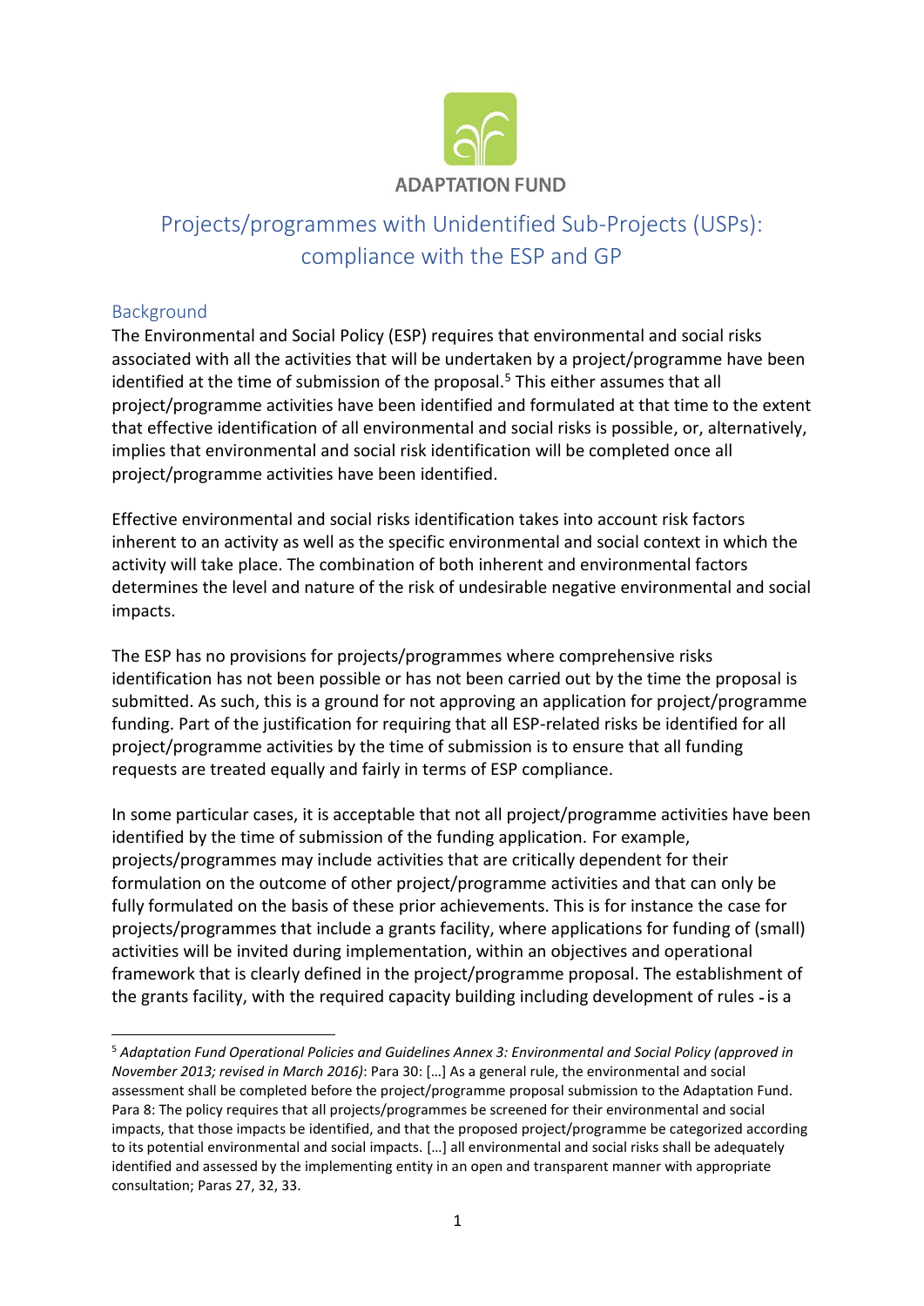ADAPTATION FUND

# Projects/programmes with Unidentified Sub-Projects (USPs): compliance with the ESP and GP

## Background

The Environmental and Social Policy (ESP) requires that environmental and social risks associated with all the activities that will be undertaken by a project/programme have been identified at the time of submission of the proposal.[5] This either assumes that all project/programme activities have been identified and formulated at that time to the extent that effective identification of all environmental and social risks is possible, or, alternatively, implies that environmental and social risk identification will be completed once all project/programme activities have been identified.

Effective environmental and social risks identification takes into account risk factors inherent to an activity as well as the specific environmental and social context in which the activity will take place. The combination of both inherent and environmental factors determines the level and nature of the risk of undesirable negative environmental and social impacts.

The ESP has no provisions for projects/programmes where comprehensive risks identification has not been possible or has not been carried out by the time the proposal is submitted. As such, this is a ground for not approving an application for project/programme funding. Part of the justification for requiring that all ESP-related risks be identified for all project/programme activities by the time of submission is to ensure that all funding requests are treated equally and fairly in terms of ESP compliance.

In some particular cases, it is acceptable that not all project/programme activities have been identified by the time of submission of the funding application. For example, projects/programmes may include activities that are critically dependent for their formulation on the outcome of other project/programme activities and that can only be fully formulated on the basis of these prior achievements. This is for instance the case for projects/programmes that include a grants facility, where applications for funding of (small) activities will be invited during implementation, within an objectives and operational framework that is clearly defined in the project/programme proposal. The establishment of the grants facility, with the required capacity building including development of rules - is a

---

[5] *Adaptation Fund Operational Policies and Guidelines Annex 3: Environmental and Social Policy (approved in November 2013; revised in March 2016)*: Para 30: […] As a general rule, the environmental and social assessment shall be completed before the project/programme proposal submission to the Adaptation Fund. Para 8: The policy requires that all projects/programmes be screened for their environmental and social impacts, that those impacts be identified, and that the proposed project/programme be categorized according to its potential environmental and social impacts. […] all environmental and social risks shall be adequately identified and assessed by the implementing entity in an open and transparent manner with appropriate consultation; Paras 27, 32, 33.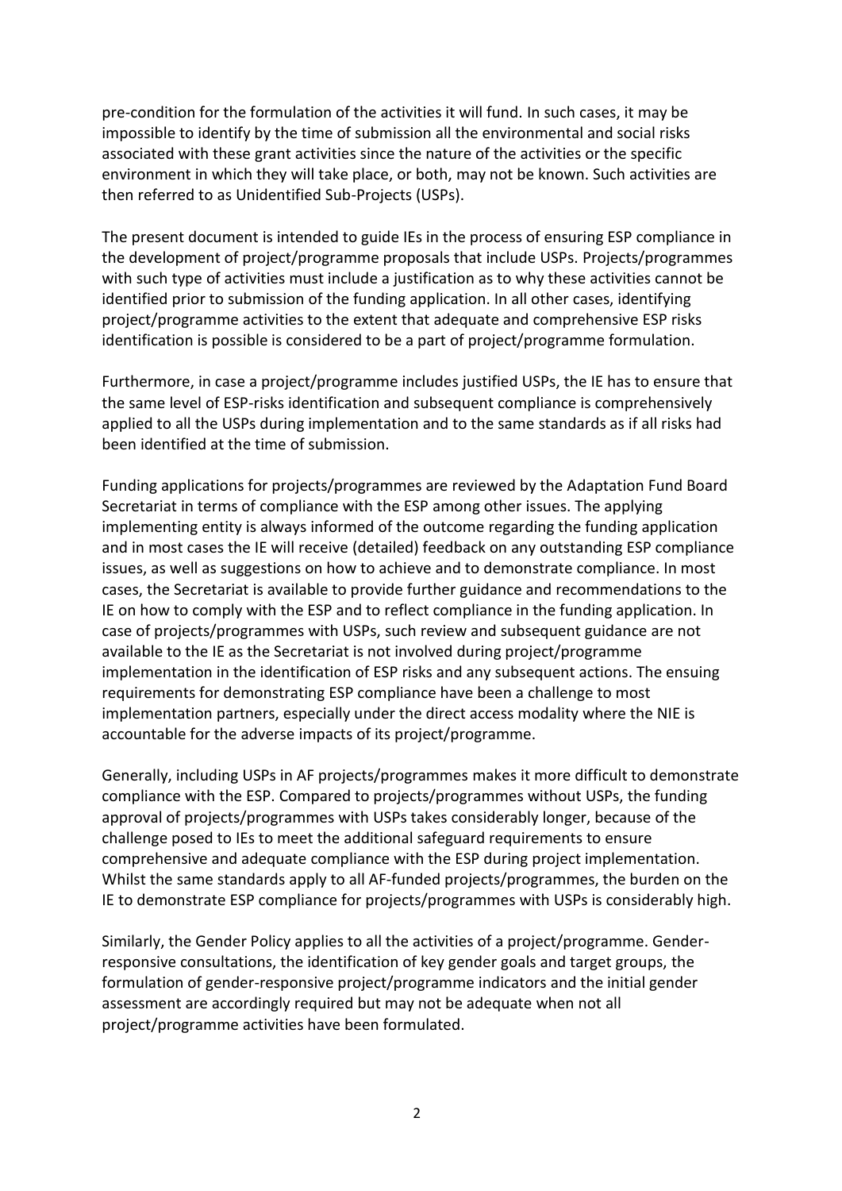pre-condition for the formulation of the activities it will fund. In such cases, it may be impossible to identify by the time of submission all the environmental and social risks associated with these grant activities since the nature of the activities or the specific environment in which they will take place, or both, may not be known. Such activities are then referred to as Unidentified Sub-Projects (USPs).

The present document is intended to guide IEs in the process of ensuring ESP compliance in the development of project/programme proposals that include USPs. Projects/programmes with such type of activities must include a justification as to why these activities cannot be identified prior to submission of the funding application. In all other cases, identifying project/programme activities to the extent that adequate and comprehensive ESP risks identification is possible is considered to be a part of project/programme formulation.

Furthermore, in case a project/programme includes justified USPs, the IE has to ensure that the same level of ESP-risks identification and subsequent compliance is comprehensively applied to all the USPs during implementation and to the same standards as if all risks had been identified at the time of submission.

Funding applications for projects/programmes are reviewed by the Adaptation Fund Board Secretariat in terms of compliance with the ESP among other issues. The applying implementing entity is always informed of the outcome regarding the funding application and in most cases the IE will receive (detailed) feedback on any outstanding ESP compliance issues, as well as suggestions on how to achieve and to demonstrate compliance. In most cases, the Secretariat is available to provide further guidance and recommendations to the IE on how to comply with the ESP and to reflect compliance in the funding application. In case of projects/programmes with USPs, such review and subsequent guidance are not available to the IE as the Secretariat is not involved during project/programme implementation in the identification of ESP risks and any subsequent actions. The ensuing requirements for demonstrating ESP compliance have been a challenge to most implementation partners, especially under the direct access modality where the NIE is accountable for the adverse impacts of its project/programme.

Generally, including USPs in AF projects/programmes makes it more difficult to demonstrate compliance with the ESP. Compared to projects/programmes without USPs, the funding approval of projects/programmes with USPs takes considerably longer, because of the challenge posed to IEs to meet the additional safeguard requirements to ensure comprehensive and adequate compliance with the ESP during project implementation. Whilst the same standards apply to all AF-funded projects/programmes, the burden on the IE to demonstrate ESP compliance for projects/programmes with USPs is considerably high.

Similarly, the Gender Policy applies to all the activities of a project/programme. Gender-responsive consultations, the identification of key gender goals and target groups, the formulation of gender-responsive project/programme indicators and the initial gender assessment are accordingly required but may not be adequate when not all project/programme activities have been formulated.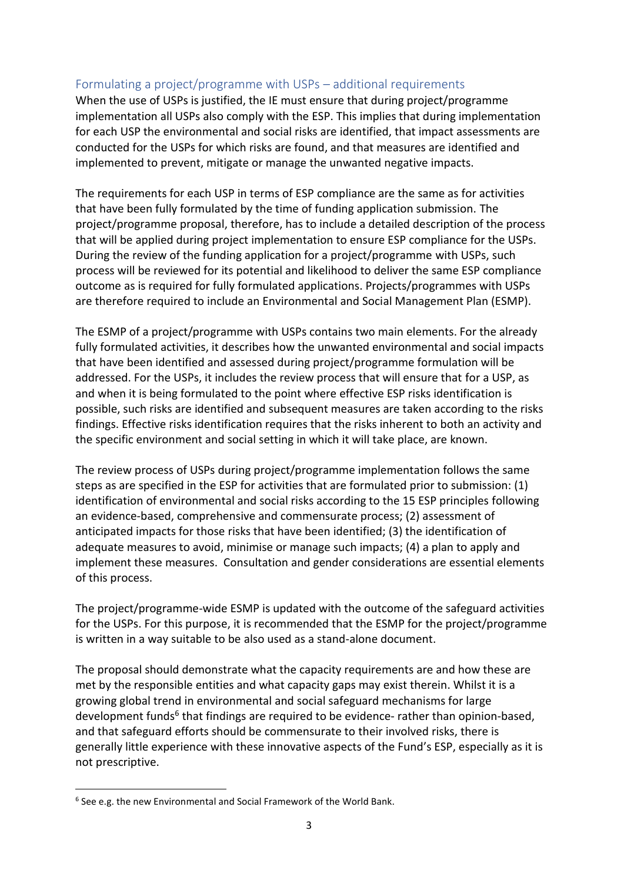## Formulating a project/programme with USPs – additional requirements

When the use of USPs is justified, the IE must ensure that during project/programme implementation all USPs also comply with the ESP. This implies that during implementation for each USP the environmental and social risks are identified, that impact assessments are conducted for the USPs for which risks are found, and that measures are identified and implemented to prevent, mitigate or manage the unwanted negative impacts.

The requirements for each USP in terms of ESP compliance are the same as for activities that have been fully formulated by the time of funding application submission. The project/programme proposal, therefore, has to include a detailed description of the process that will be applied during project implementation to ensure ESP compliance for the USPs. During the review of the funding application for a project/programme with USPs, such process will be reviewed for its potential and likelihood to deliver the same ESP compliance outcome as is required for fully formulated applications. Projects/programmes with USPs are therefore required to include an Environmental and Social Management Plan (ESMP).

The ESMP of a project/programme with USPs contains two main elements. For the already fully formulated activities, it describes how the unwanted environmental and social impacts that have been identified and assessed during project/programme formulation will be addressed. For the USPs, it includes the review process that will ensure that for a USP, as and when it is being formulated to the point where effective ESP risks identification is possible, such risks are identified and subsequent measures are taken according to the risks findings. Effective risks identification requires that the risks inherent to both an activity and the specific environment and social setting in which it will take place, are known.

The review process of USPs during project/programme implementation follows the same steps as are specified in the ESP for activities that are formulated prior to submission: (1) identification of environmental and social risks according to the 15 ESP principles following an evidence-based, comprehensive and commensurate process; (2) assessment of anticipated impacts for those risks that have been identified; (3) the identification of adequate measures to avoid, minimise or manage such impacts; (4) a plan to apply and implement these measures. Consultation and gender considerations are essential elements of this process.

The project/programme-wide ESMP is updated with the outcome of the safeguard activities for the USPs. For this purpose, it is recommended that the ESMP for the project/programme is written in a way suitable to be also used as a stand-alone document.

The proposal should demonstrate what the capacity requirements are and how these are met by the responsible entities and what capacity gaps may exist therein. Whilst it is a growing global trend in environmental and social safeguard mechanisms for large development funds[6] that findings are required to be evidence- rather than opinion-based, and that safeguard efforts should be commensurate to their involved risks, there is generally little experience with these innovative aspects of the Fund's ESP, especially as it is not prescriptive.

[6] See e.g. the new Environmental and Social Framework of the World Bank.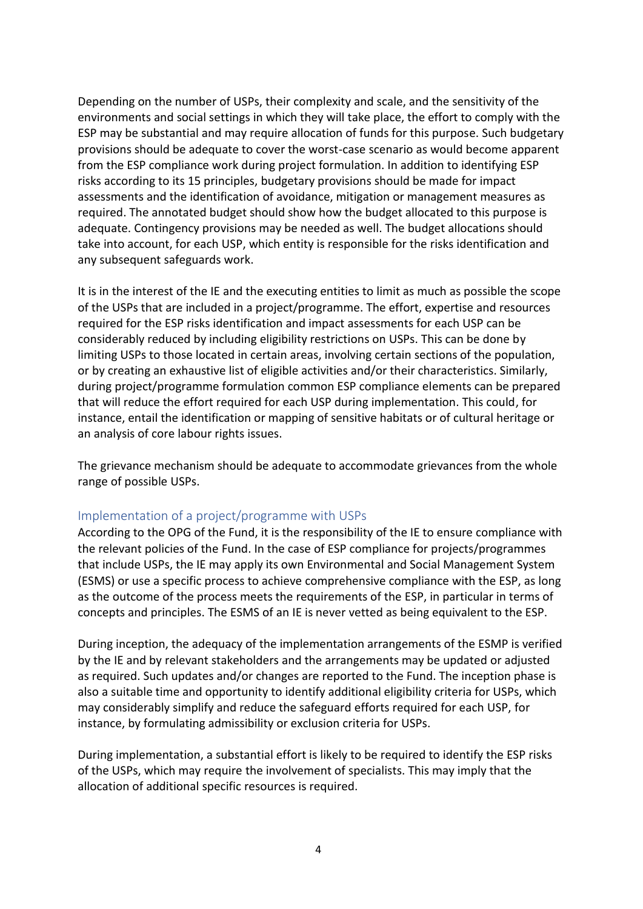Depending on the number of USPs, their complexity and scale, and the sensitivity of the environments and social settings in which they will take place, the effort to comply with the ESP may be substantial and may require allocation of funds for this purpose. Such budgetary provisions should be adequate to cover the worst-case scenario as would become apparent from the ESP compliance work during project formulation. In addition to identifying ESP risks according to its 15 principles, budgetary provisions should be made for impact assessments and the identification of avoidance, mitigation or management measures as required. The annotated budget should show how the budget allocated to this purpose is adequate. Contingency provisions may be needed as well. The budget allocations should take into account, for each USP, which entity is responsible for the risks identification and any subsequent safeguards work.

It is in the interest of the IE and the executing entities to limit as much as possible the scope of the USPs that are included in a project/programme. The effort, expertise and resources required for the ESP risks identification and impact assessments for each USP can be considerably reduced by including eligibility restrictions on USPs. This can be done by limiting USPs to those located in certain areas, involving certain sections of the population, or by creating an exhaustive list of eligible activities and/or their characteristics. Similarly, during project/programme formulation common ESP compliance elements can be prepared that will reduce the effort required for each USP during implementation. This could, for instance, entail the identification or mapping of sensitive habitats or of cultural heritage or an analysis of core labour rights issues.

The grievance mechanism should be adequate to accommodate grievances from the whole range of possible USPs.

## Implementation of a project/programme with USPs

According to the OPG of the Fund, it is the responsibility of the IE to ensure compliance with the relevant policies of the Fund. In the case of ESP compliance for projects/programmes that include USPs, the IE may apply its own Environmental and Social Management System (ESMS) or use a specific process to achieve comprehensive compliance with the ESP, as long as the outcome of the process meets the requirements of the ESP, in particular in terms of concepts and principles. The ESMS of an IE is never vetted as being equivalent to the ESP.

During inception, the adequacy of the implementation arrangements of the ESMP is verified by the IE and by relevant stakeholders and the arrangements may be updated or adjusted as required. Such updates and/or changes are reported to the Fund. The inception phase is also a suitable time and opportunity to identify additional eligibility criteria for USPs, which may considerably simplify and reduce the safeguard efforts required for each USP, for instance, by formulating admissibility or exclusion criteria for USPs.

During implementation, a substantial effort is likely to be required to identify the ESP risks of the USPs, which may require the involvement of specialists. This may imply that the allocation of additional specific resources is required.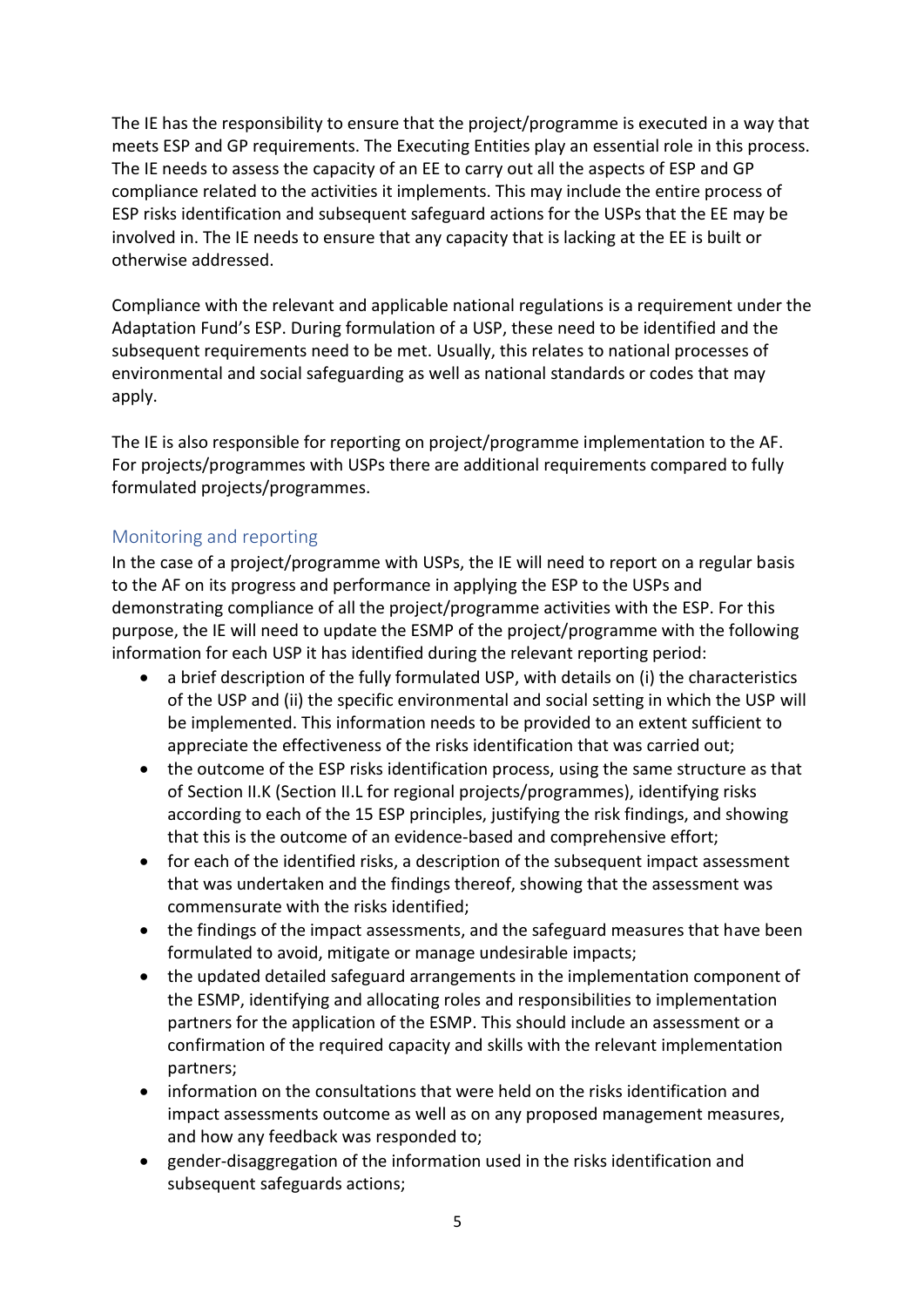The IE has the responsibility to ensure that the project/programme is executed in a way that meets ESP and GP requirements. The Executing Entities play an essential role in this process. The IE needs to assess the capacity of an EE to carry out all the aspects of ESP and GP compliance related to the activities it implements. This may include the entire process of ESP risks identification and subsequent safeguard actions for the USPs that the EE may be involved in. The IE needs to ensure that any capacity that is lacking at the EE is built or otherwise addressed.

Compliance with the relevant and applicable national regulations is a requirement under the Adaptation Fund's ESP. During formulation of a USP, these need to be identified and the subsequent requirements need to be met. Usually, this relates to national processes of environmental and social safeguarding as well as national standards or codes that may apply.

The IE is also responsible for reporting on project/programme implementation to the AF. For projects/programmes with USPs there are additional requirements compared to fully formulated projects/programmes.

## Monitoring and reporting

In the case of a project/programme with USPs, the IE will need to report on a regular basis to the AF on its progress and performance in applying the ESP to the USPs and demonstrating compliance of all the project/programme activities with the ESP. For this purpose, the IE will need to update the ESMP of the project/programme with the following information for each USP it has identified during the relevant reporting period:

- a brief description of the fully formulated USP, with details on (i) the characteristics of the USP and (ii) the specific environmental and social setting in which the USP will be implemented. This information needs to be provided to an extent sufficient to appreciate the effectiveness of the risks identification that was carried out;
- the outcome of the ESP risks identification process, using the same structure as that of Section II.K (Section II.L for regional projects/programmes), identifying risks according to each of the 15 ESP principles, justifying the risk findings, and showing that this is the outcome of an evidence-based and comprehensive effort;
- for each of the identified risks, a description of the subsequent impact assessment that was undertaken and the findings thereof, showing that the assessment was commensurate with the risks identified;
- the findings of the impact assessments, and the safeguard measures that have been formulated to avoid, mitigate or manage undesirable impacts;
- the updated detailed safeguard arrangements in the implementation component of the ESMP, identifying and allocating roles and responsibilities to implementation partners for the application of the ESMP. This should include an assessment or a confirmation of the required capacity and skills with the relevant implementation partners;
- information on the consultations that were held on the risks identification and impact assessments outcome as well as on any proposed management measures, and how any feedback was responded to;
- gender-disaggregation of the information used in the risks identification and subsequent safeguards actions;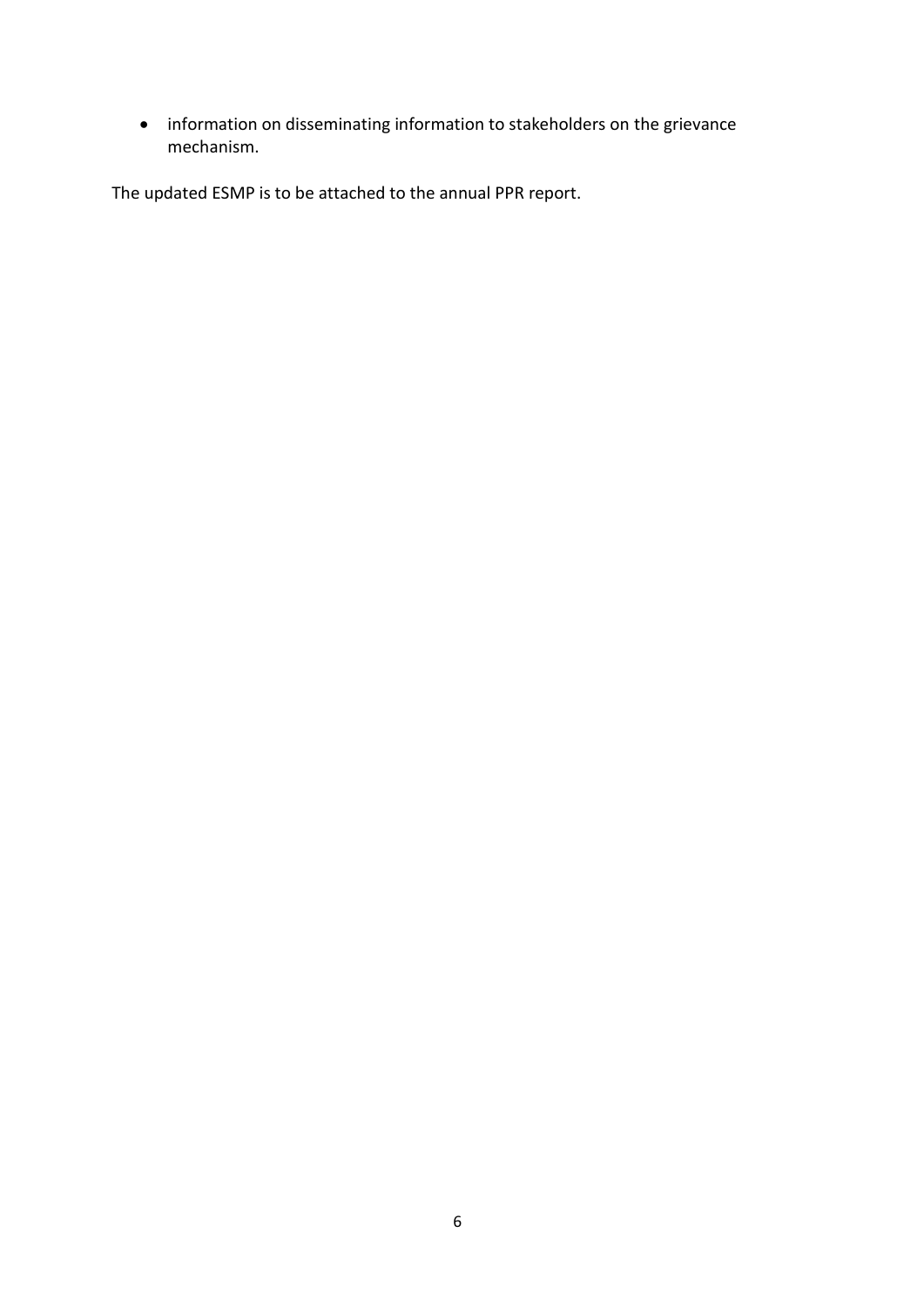- information on disseminating information to stakeholders on the grievance mechanism.

The updated ESMP is to be attached to the annual PPR report.